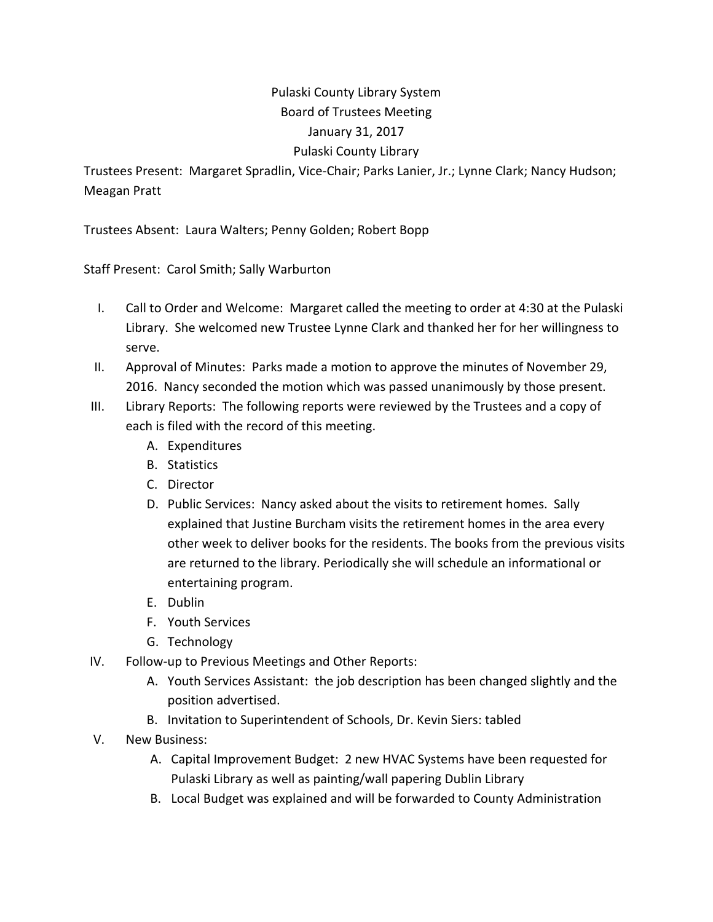# Pulaski County Library System

## Board of Trustees Meeting

## January 31, 2017

## Pulaski County Library

Trustees Present: Margaret Spradlin, Vice-Chair; Parks Lanier, Jr.; Lynne Clark; Nancy Hudson; Meagan Pratt

Trustees Absent: Laura Walters; Penny Golden; Robert Bopp

Staff Present: Carol Smith; Sally Warburton

I. Call to Order and Welcome: Margaret called the meeting to order at 4:30 at the Pulaski Library. She welcomed new Trustee Lynne Clark and thanked her for her willingness to serve.

II. Approval of Minutes: Parks made a motion to approve the minutes of November 29, 2016. Nancy seconded the motion which was passed unanimously by those present.

III. Library Reports: The following reports were reviewed by the Trustees and a copy of each is filed with the record of this meeting.
   - A. Expenditures
   - B. Statistics
   - C. Director
   - D. Public Services: Nancy asked about the visits to retirement homes. Sally explained that Justine Burcham visits the retirement homes in the area every other week to deliver books for the residents. The books from the previous visits are returned to the library. Periodically she will schedule an informational or entertaining program.
   - E. Dublin
   - F. Youth Services
   - G. Technology

IV. Follow-up to Previous Meetings and Other Reports:
   - A. Youth Services Assistant: the job description has been changed slightly and the position advertised.
   - B. Invitation to Superintendent of Schools, Dr. Kevin Siers: tabled

V. New Business:
   - A. Capital Improvement Budget: 2 new HVAC Systems have been requested for Pulaski Library as well as painting/wall papering Dublin Library
   - B. Local Budget was explained and will be forwarded to County Administration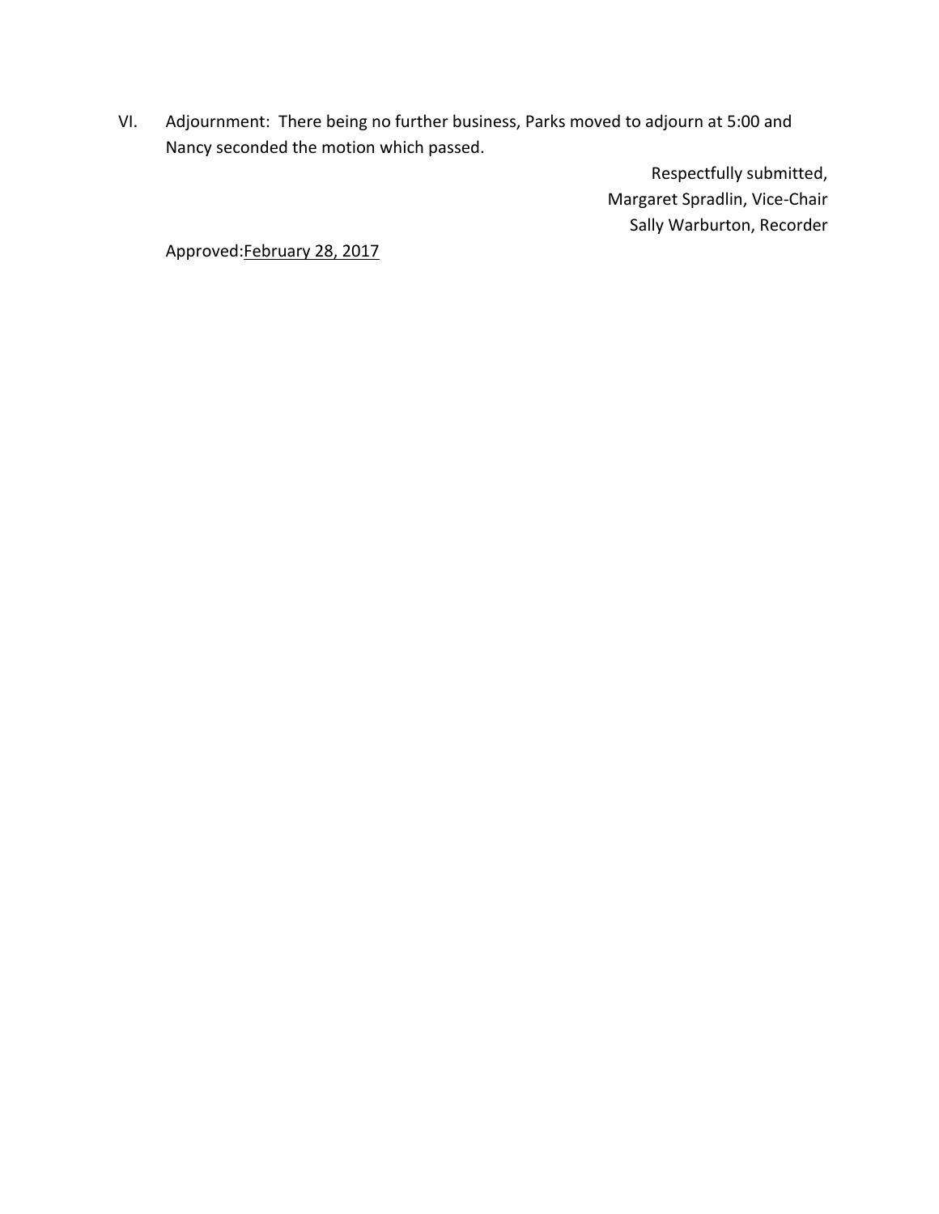VI. Adjournment: There being no further business, Parks moved to adjourn at 5:00 and Nancy seconded the motion which passed.

Respectfully submitted,
Margaret Spradlin, Vice-Chair
Sally Warburton, Recorder

Approved: February 28, 2017